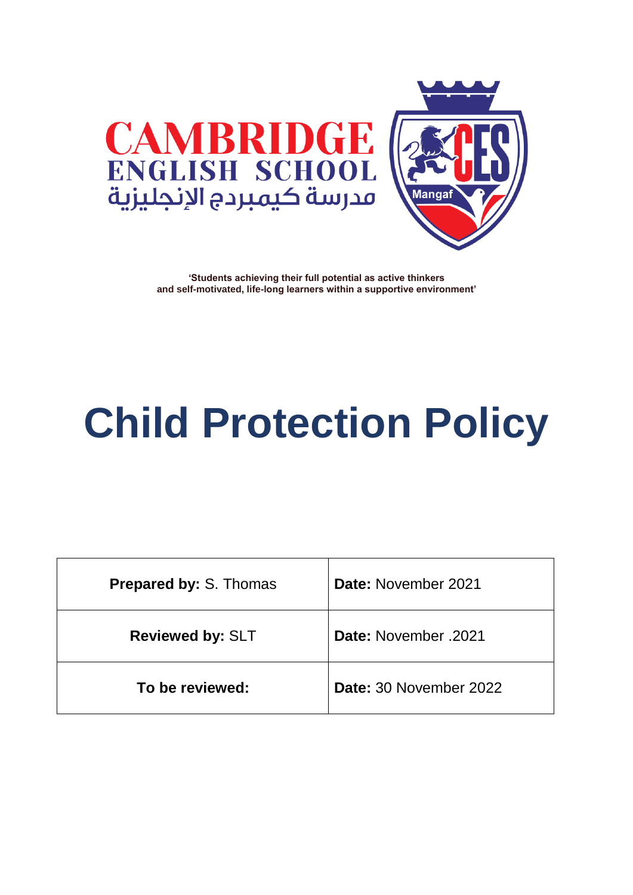CAMBRIDGE
ENGLISH SCHOOL
مدرسة كيمبردج الإنجليزية

CES Mangaf

**'Students achieving their full potential as active thinkers and self-motivated, life-long learners within a supportive environment'**

# Child Protection Policy

| **Prepared by:** S. Thomas | **Date:** November 2021 |
|---|---|
| **Reviewed by:** SLT | **Date:** November .2021 |
| **To be reviewed:** | **Date:** 30 November 2022 |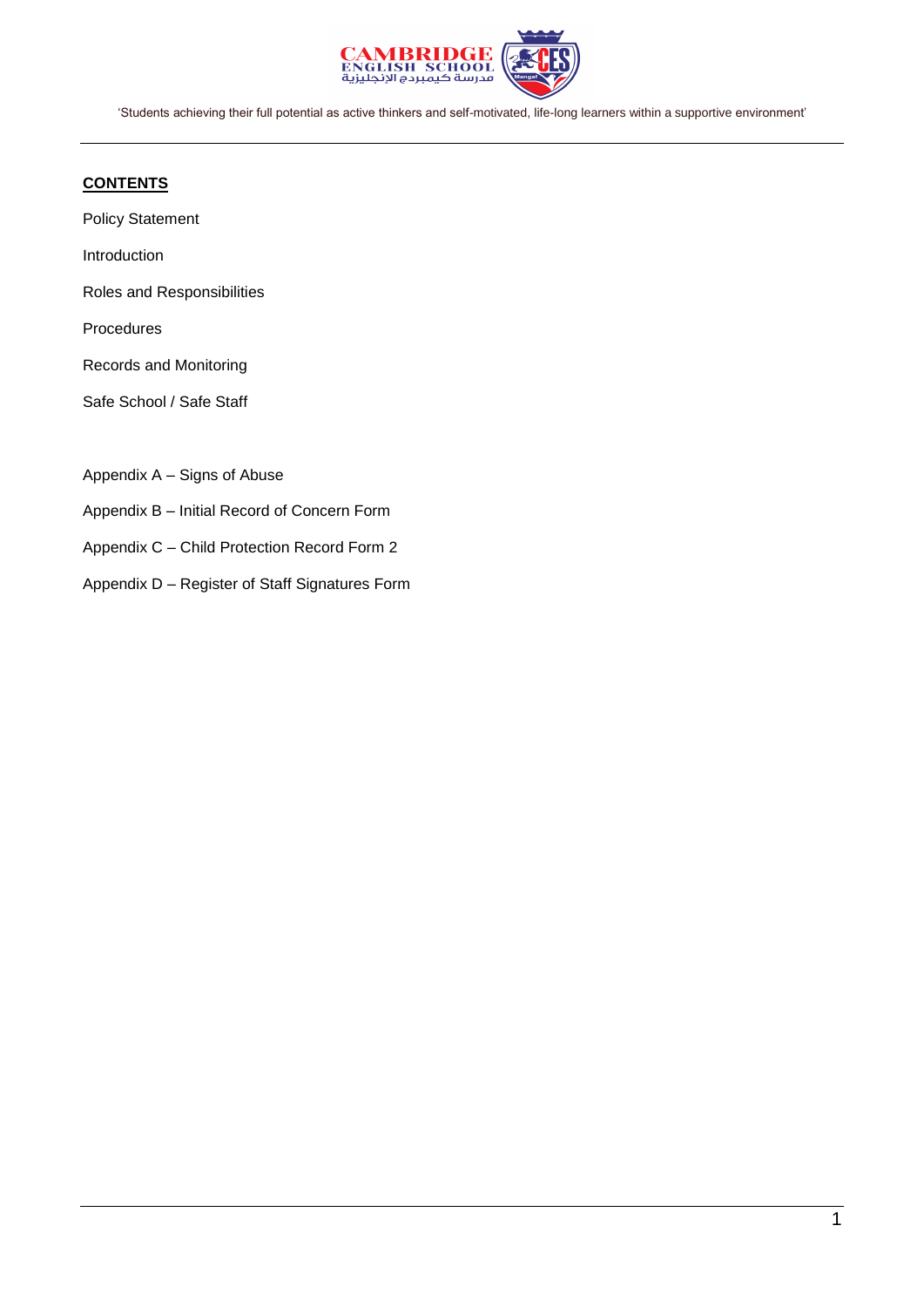## CONTENTS

Policy Statement

Introduction

Roles and Responsibilities

Procedures

Records and Monitoring

Safe School / Safe Staff

Appendix A – Signs of Abuse

Appendix B – Initial Record of Concern Form

Appendix C – Child Protection Record Form 2

Appendix D – Register of Staff Signatures Form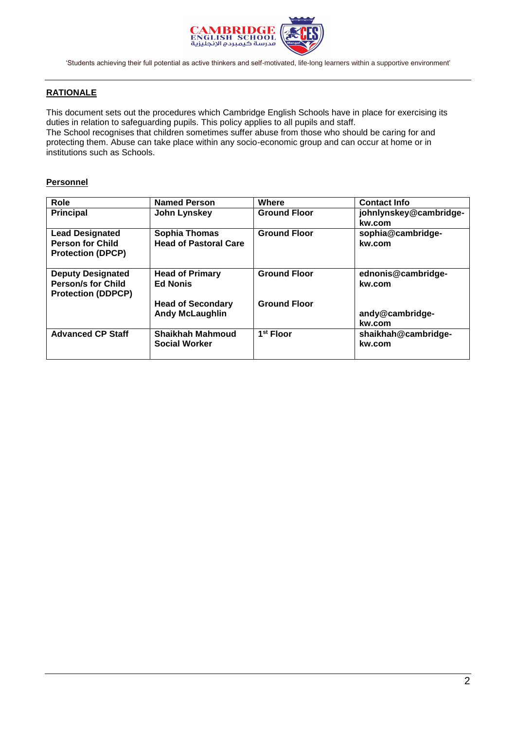## RATIONALE

This document sets out the procedures which Cambridge English Schools have in place for exercising its duties in relation to safeguarding pupils. This policy applies to all pupils and staff.
The School recognises that children sometimes suffer abuse from those who should be caring for and protecting them. Abuse can take place within any socio-economic group and can occur at home or in institutions such as Schools.

### Personnel

| Role | Named Person | Where | Contact Info |
|---|---|---|---|
| **Principal** | **John Lynskey** | **Ground Floor** | **johnlynskey@cambridge-kw.com** |
| **Lead Designated Person for Child Protection (DPCP)** | **Sophia Thomas Head of Pastoral Care** | **Ground Floor** | **sophia@cambridge-kw.com** |
| **Deputy Designated Person/s for Child Protection (DDPCP)** | **Head of Primary Ed Nonis**<br><br>**Head of Secondary Andy McLaughlin** | **Ground Floor**<br><br>**Ground Floor** | **ednonis@cambridge-kw.com**<br><br>**andy@cambridge-kw.com** |
| **Advanced CP Staff** | **Shaikhah Mahmoud Social Worker** | **1st Floor** | **shaikhah@cambridge-kw.com** |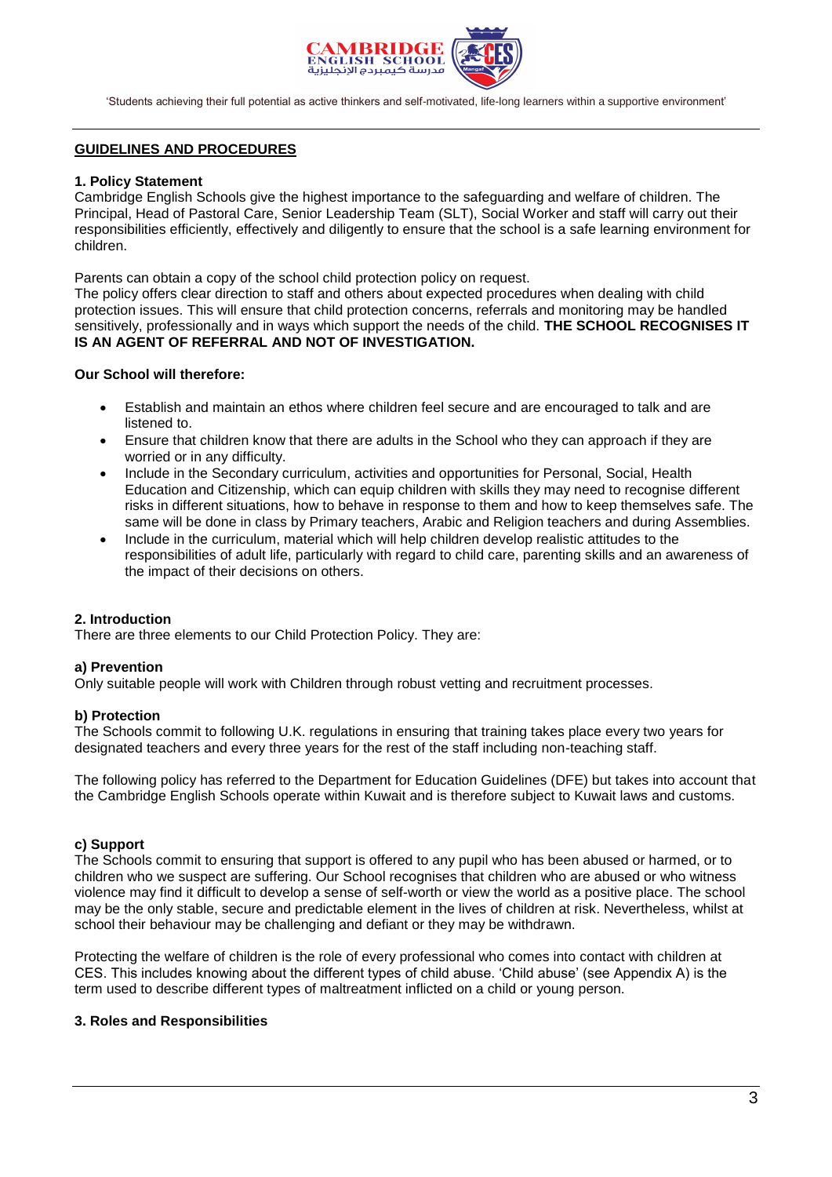## GUIDELINES AND PROCEDURES

### 1. Policy Statement

Cambridge English Schools give the highest importance to the safeguarding and welfare of children. The Principal, Head of Pastoral Care, Senior Leadership Team (SLT), Social Worker and staff will carry out their responsibilities efficiently, effectively and diligently to ensure that the school is a safe learning environment for children.

Parents can obtain a copy of the school child protection policy on request.

The policy offers clear direction to staff and others about expected procedures when dealing with child protection issues. This will ensure that child protection concerns, referrals and monitoring may be handled sensitively, professionally and in ways which support the needs of the child. **THE SCHOOL RECOGNISES IT IS AN AGENT OF REFERRAL AND NOT OF INVESTIGATION.**

**Our School will therefore:**

- Establish and maintain an ethos where children feel secure and are encouraged to talk and are listened to.
- Ensure that children know that there are adults in the School who they can approach if they are worried or in any difficulty.
- Include in the Secondary curriculum, activities and opportunities for Personal, Social, Health Education and Citizenship, which can equip children with skills they may need to recognise different risks in different situations, how to behave in response to them and how to keep themselves safe. The same will be done in class by Primary teachers, Arabic and Religion teachers and during Assemblies.
- Include in the curriculum, material which will help children develop realistic attitudes to the responsibilities of adult life, particularly with regard to child care, parenting skills and an awareness of the impact of their decisions on others.

### 2. Introduction

There are three elements to our Child Protection Policy. They are:

#### a) Prevention

Only suitable people will work with Children through robust vetting and recruitment processes.

#### b) Protection

The Schools commit to following U.K. regulations in ensuring that training takes place every two years for designated teachers and every three years for the rest of the staff including non-teaching staff.

The following policy has referred to the Department for Education Guidelines (DFE) but takes into account that the Cambridge English Schools operate within Kuwait and is therefore subject to Kuwait laws and customs.

#### c) Support

The Schools commit to ensuring that support is offered to any pupil who has been abused or harmed, or to children who we suspect are suffering. Our School recognises that children who are abused or who witness violence may find it difficult to develop a sense of self-worth or view the world as a positive place. The school may be the only stable, secure and predictable element in the lives of children at risk. Nevertheless, whilst at school their behaviour may be challenging and defiant or they may be withdrawn.

Protecting the welfare of children is the role of every professional who comes into contact with children at CES. This includes knowing about the different types of child abuse. 'Child abuse' (see Appendix A) is the term used to describe different types of maltreatment inflicted on a child or young person.

### 3. Roles and Responsibilities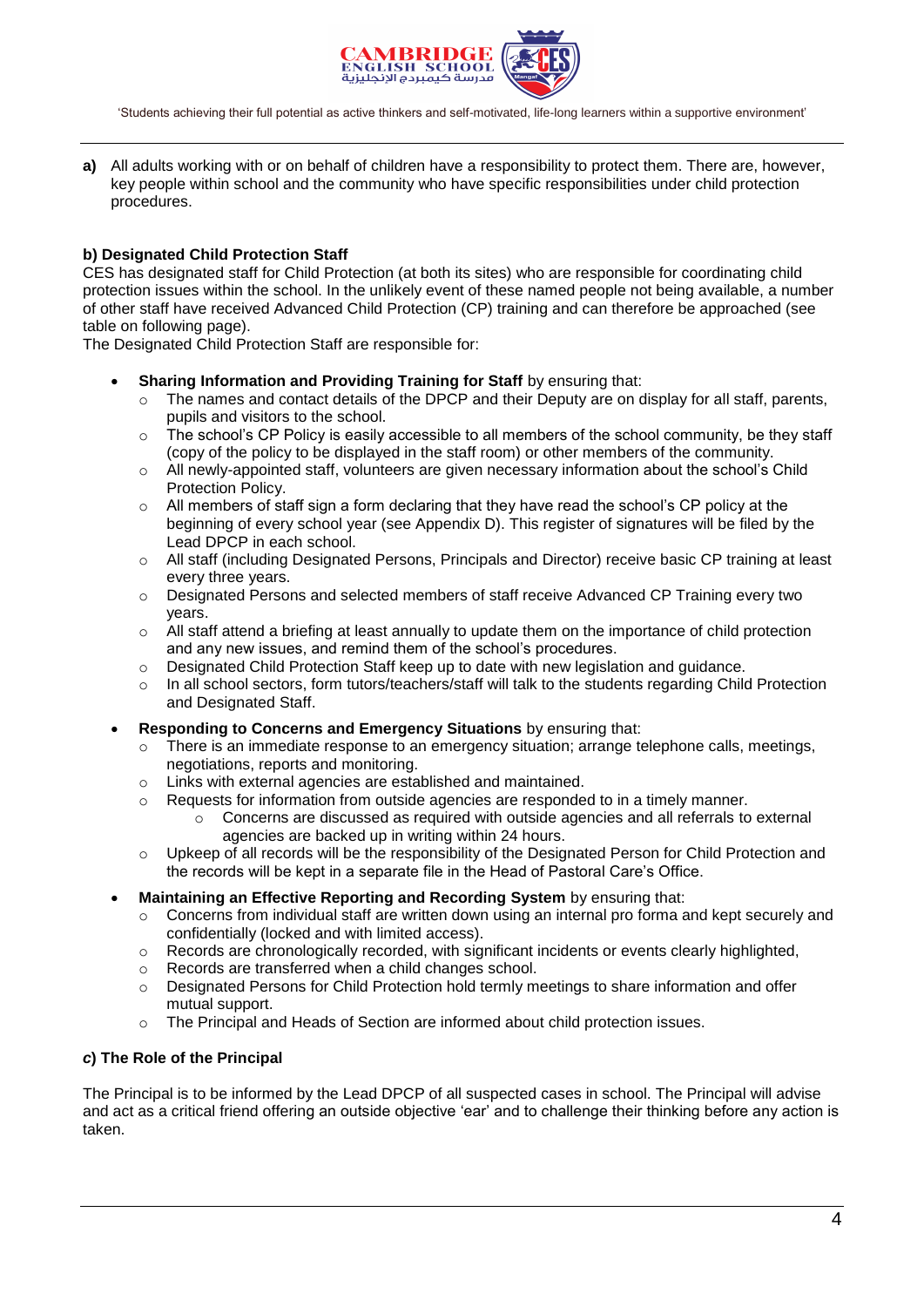**a)** All adults working with or on behalf of children have a responsibility to protect them. There are, however, key people within school and the community who have specific responsibilities under child protection procedures.

**b) Designated Child Protection Staff**

CES has designated staff for Child Protection (at both its sites) who are responsible for coordinating child protection issues within the school. In the unlikely event of these named people not being available, a number of other staff have received Advanced Child Protection (CP) training and can therefore be approached (see table on following page).

The Designated Child Protection Staff are responsible for:

- **Sharing Information and Providing Training for Staff** by ensuring that:
  - The names and contact details of the DPCP and their Deputy are on display for all staff, parents, pupils and visitors to the school.
  - The school's CP Policy is easily accessible to all members of the school community, be they staff (copy of the policy to be displayed in the staff room) or other members of the community.
  - All newly-appointed staff, volunteers are given necessary information about the school's Child Protection Policy.
  - All members of staff sign a form declaring that they have read the school's CP policy at the beginning of every school year (see Appendix D). This register of signatures will be filed by the Lead DPCP in each school.
  - All staff (including Designated Persons, Principals and Director) receive basic CP training at least every three years.
  - Designated Persons and selected members of staff receive Advanced CP Training every two years.
  - All staff attend a briefing at least annually to update them on the importance of child protection and any new issues, and remind them of the school's procedures.
  - Designated Child Protection Staff keep up to date with new legislation and guidance.
  - In all school sectors, form tutors/teachers/staff will talk to the students regarding Child Protection and Designated Staff.
- **Responding to Concerns and Emergency Situations** by ensuring that:
  - There is an immediate response to an emergency situation; arrange telephone calls, meetings, negotiations, reports and monitoring.
  - Links with external agencies are established and maintained.
  - Requests for information from outside agencies are responded to in a timely manner.
    - Concerns are discussed as required with outside agencies and all referrals to external agencies are backed up in writing within 24 hours.
  - Upkeep of all records will be the responsibility of the Designated Person for Child Protection and the records will be kept in a separate file in the Head of Pastoral Care's Office.
- **Maintaining an Effective Reporting and Recording System** by ensuring that:
  - Concerns from individual staff are written down using an internal pro forma and kept securely and confidentially (locked and with limited access).
  - Records are chronologically recorded, with significant incidents or events clearly highlighted,
  - Records are transferred when a child changes school.
  - Designated Persons for Child Protection hold termly meetings to share information and offer mutual support.
  - The Principal and Heads of Section are informed about child protection issues.

***c*) The Role of the Principal**

The Principal is to be informed by the Lead DPCP of all suspected cases in school. The Principal will advise and act as a critical friend offering an outside objective 'ear' and to challenge their thinking before any action is taken.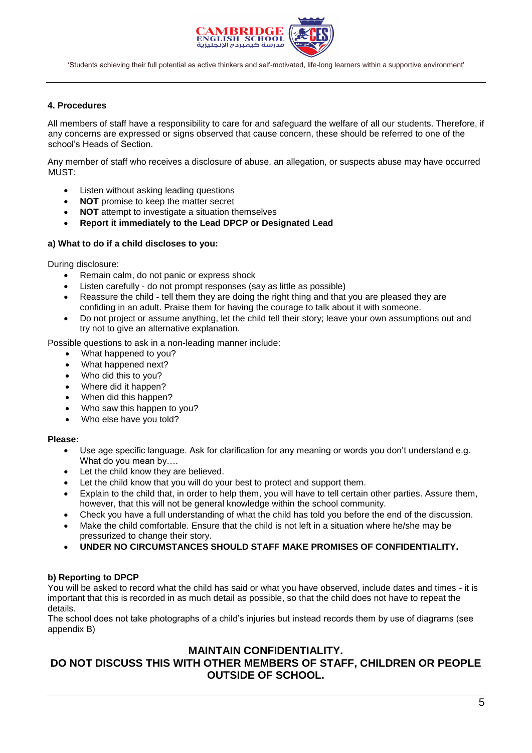## 4. Procedures

All members of staff have a responsibility to care for and safeguard the welfare of all our students. Therefore, if any concerns are expressed or signs observed that cause concern, these should be referred to one of the school's Heads of Section.

Any member of staff who receives a disclosure of abuse, an allegation, or suspects abuse may have occurred MUST:

- Listen without asking leading questions
- **NOT** promise to keep the matter secret
- **NOT** attempt to investigate a situation themselves
- **Report it immediately to the Lead DPCP or Designated Lead**

### a) What to do if a child discloses to you:

During disclosure:

- Remain calm, do not panic or express shock
- Listen carefully - do not prompt responses (say as little as possible)
- Reassure the child - tell them they are doing the right thing and that you are pleased they are confiding in an adult. Praise them for having the courage to talk about it with someone.
- Do not project or assume anything, let the child tell their story; leave your own assumptions out and try not to give an alternative explanation.

Possible questions to ask in a non-leading manner include:

- What happened to you?
- What happened next?
- Who did this to you?
- Where did it happen?
- When did this happen?
- Who saw this happen to you?
- Who else have you told?

**Please:**

- Use age specific language. Ask for clarification for any meaning or words you don't understand e.g. What do you mean by….
- Let the child know they are believed.
- Let the child know that you will do your best to protect and support them.
- Explain to the child that, in order to help them, you will have to tell certain other parties. Assure them, however, that this will not be general knowledge within the school community.
- Check you have a full understanding of what the child has told you before the end of the discussion.
- Make the child comfortable. Ensure that the child is not left in a situation where he/she may be pressurized to change their story.
- **UNDER NO CIRCUMSTANCES SHOULD STAFF MAKE PROMISES OF CONFIDENTIALITY.**

### b) Reporting to DPCP

You will be asked to record what the child has said or what you have observed, include dates and times - it is important that this is recorded in as much detail as possible, so that the child does not have to repeat the details.
The school does not take photographs of a child's injuries but instead records them by use of diagrams (see appendix B)

**MAINTAIN CONFIDENTIALITY.**
**DO NOT DISCUSS THIS WITH OTHER MEMBERS OF STAFF, CHILDREN OR PEOPLE OUTSIDE OF SCHOOL.**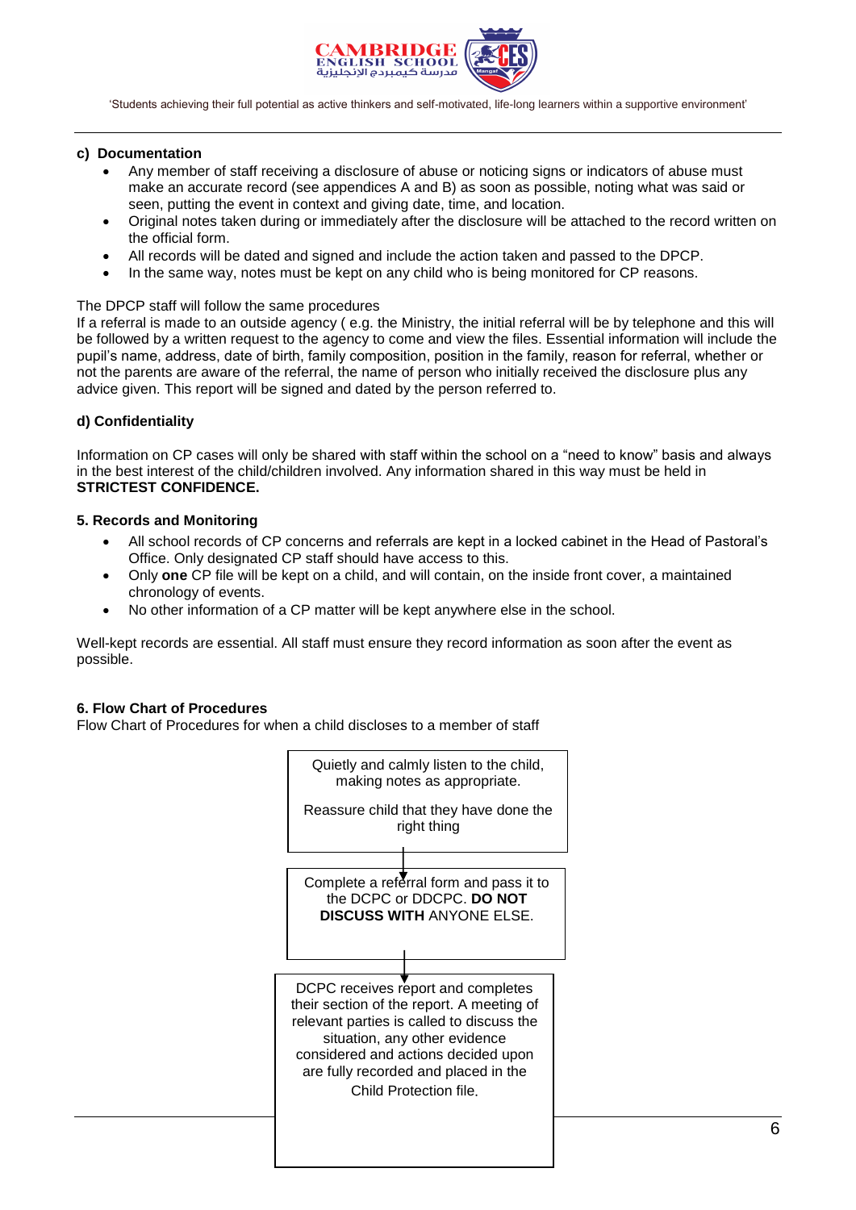**c) Documentation**

- Any member of staff receiving a disclosure of abuse or noticing signs or indicators of abuse must make an accurate record (see appendices A and B) as soon as possible, noting what was said or seen, putting the event in context and giving date, time, and location.
- Original notes taken during or immediately after the disclosure will be attached to the record written on the official form.
- All records will be dated and signed and include the action taken and passed to the DPCP.
- In the same way, notes must be kept on any child who is being monitored for CP reasons.

The DPCP staff will follow the same procedures

If a referral is made to an outside agency ( e.g. the Ministry, the initial referral will be by telephone and this will be followed by a written request to the agency to come and view the files. Essential information will include the pupil's name, address, date of birth, family composition, position in the family, reason for referral, whether or not the parents are aware of the referral, the name of person who initially received the disclosure plus any advice given. This report will be signed and dated by the person referred to.

**d) Confidentiality**

Information on CP cases will only be shared with staff within the school on a "need to know" basis and always in the best interest of the child/children involved. Any information shared in this way must be held in **STRICTEST CONFIDENCE.**

**5. Records and Monitoring**

- All school records of CP concerns and referrals are kept in a locked cabinet in the Head of Pastoral's Office. Only designated CP staff should have access to this.
- Only **one** CP file will be kept on a child, and will contain, on the inside front cover, a maintained chronology of events.
- No other information of a CP matter will be kept anywhere else in the school.

Well-kept records are essential. All staff must ensure they record information as soon after the event as possible.

**6. Flow Chart of Procedures**

Flow Chart of Procedures for when a child discloses to a member of staff

Quietly and calmly listen to the child, making notes as appropriate.

Reassure child that they have done the right thing

↓

Complete a referral form and pass it to the DCPC or DDCPC. **DO NOT DISCUSS WITH** ANYONE ELSE.

↓

DCPC receives report and completes their section of the report. A meeting of relevant parties is called to discuss the situation, any other evidence considered and actions decided upon are fully recorded and placed in the Child Protection file.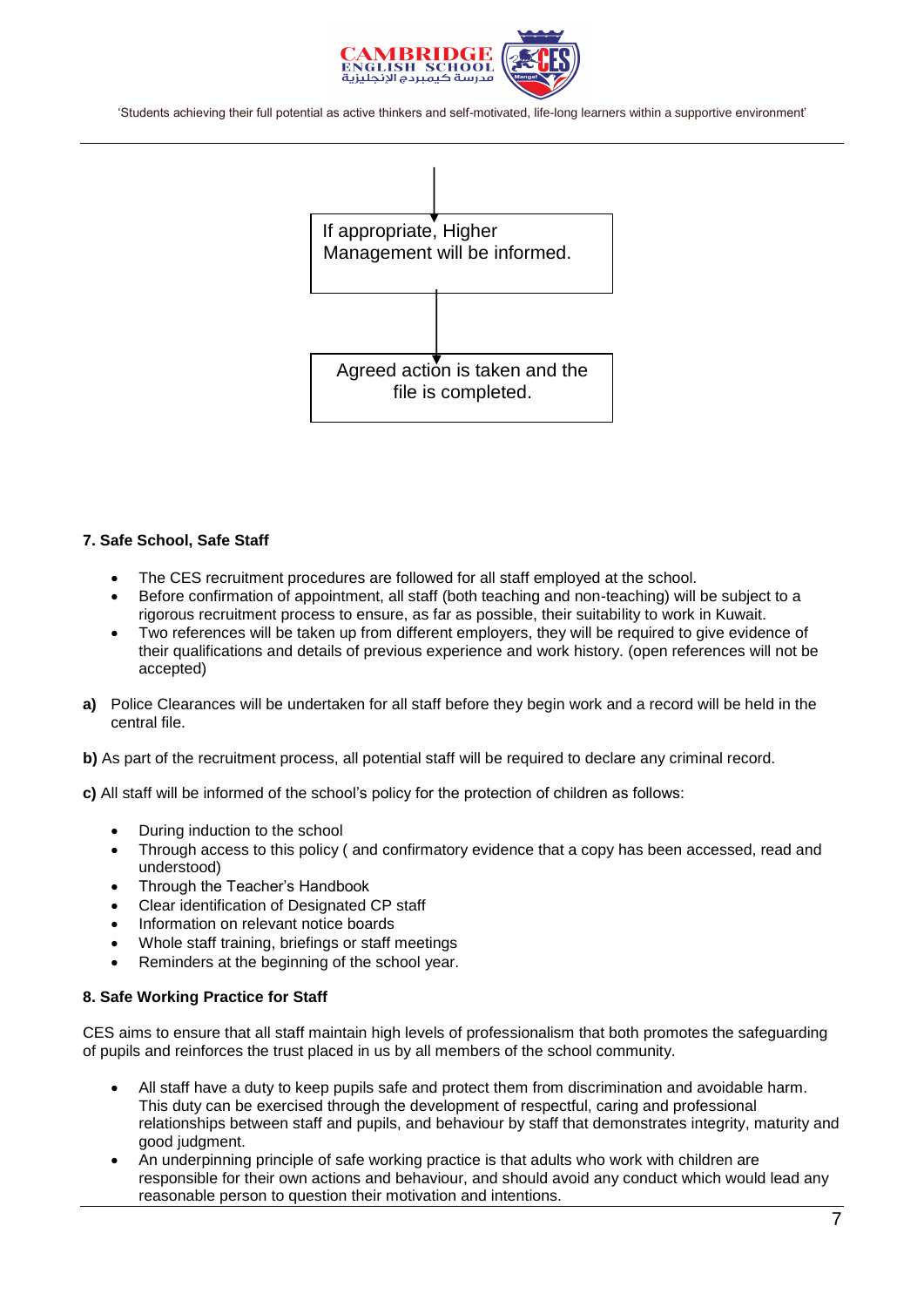If appropriate, Higher Management will be informed.

↓

Agreed action is taken and the file is completed.

**7. Safe School, Safe Staff**

- The CES recruitment procedures are followed for all staff employed at the school.
- Before confirmation of appointment, all staff (both teaching and non-teaching) will be subject to a rigorous recruitment process to ensure, as far as possible, their suitability to work in Kuwait.
- Two references will be taken up from different employers, they will be required to give evidence of their qualifications and details of previous experience and work history. (open references will not be accepted)

**a)** Police Clearances will be undertaken for all staff before they begin work and a record will be held in the central file.

**b)** As part of the recruitment process, all potential staff will be required to declare any criminal record.

**c)** All staff will be informed of the school's policy for the protection of children as follows:

- During induction to the school
- Through access to this policy ( and confirmatory evidence that a copy has been accessed, read and understood)
- Through the Teacher's Handbook
- Clear identification of Designated CP staff
- Information on relevant notice boards
- Whole staff training, briefings or staff meetings
- Reminders at the beginning of the school year.

**8. Safe Working Practice for Staff**

CES aims to ensure that all staff maintain high levels of professionalism that both promotes the safeguarding of pupils and reinforces the trust placed in us by all members of the school community.

- All staff have a duty to keep pupils safe and protect them from discrimination and avoidable harm. This duty can be exercised through the development of respectful, caring and professional relationships between staff and pupils, and behaviour by staff that demonstrates integrity, maturity and good judgment.
- An underpinning principle of safe working practice is that adults who work with children are responsible for their own actions and behaviour, and should avoid any conduct which would lead any reasonable person to question their motivation and intentions.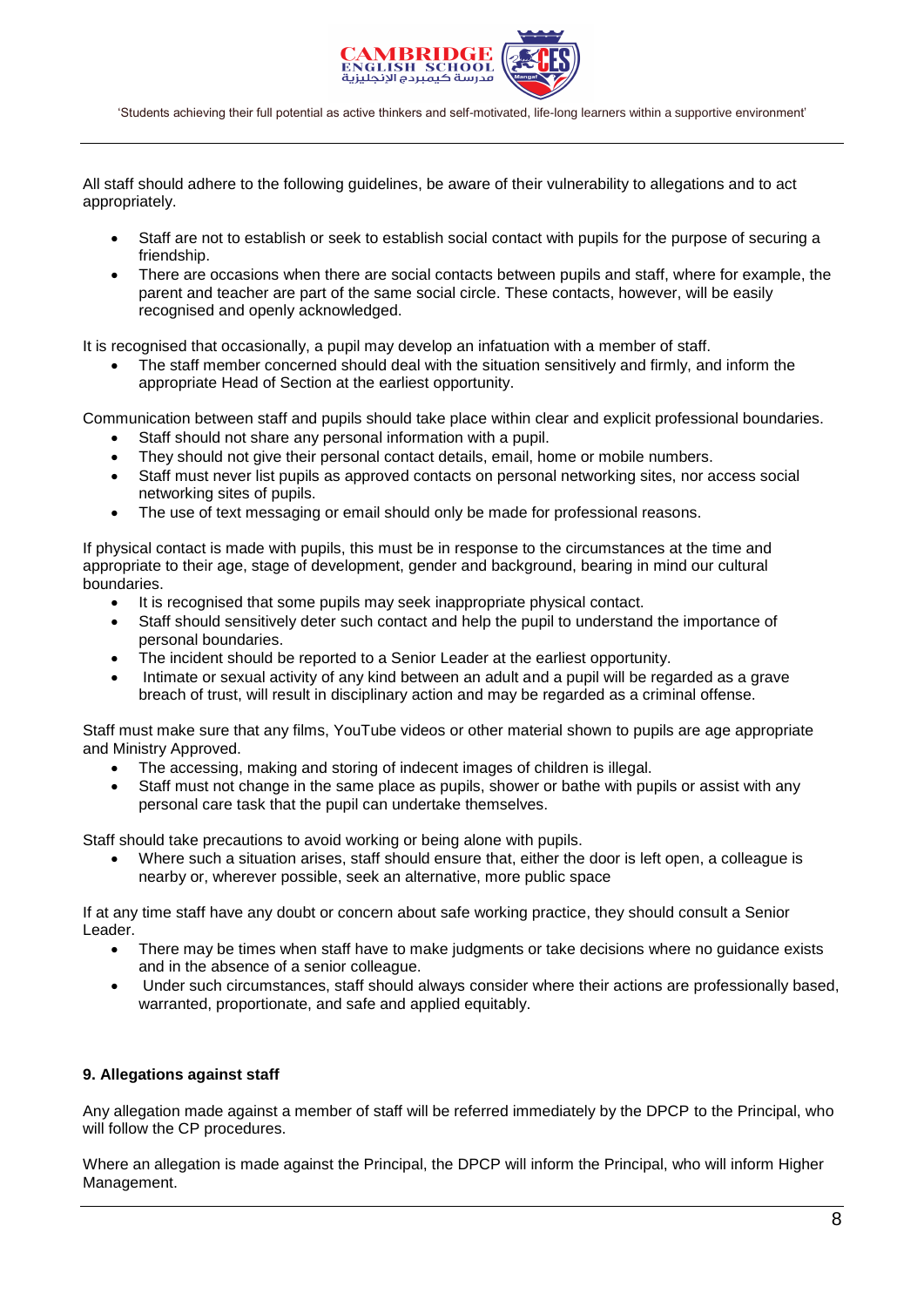All staff should adhere to the following guidelines, be aware of their vulnerability to allegations and to act appropriately.

- Staff are not to establish or seek to establish social contact with pupils for the purpose of securing a friendship.
- There are occasions when there are social contacts between pupils and staff, where for example, the parent and teacher are part of the same social circle. These contacts, however, will be easily recognised and openly acknowledged.

It is recognised that occasionally, a pupil may develop an infatuation with a member of staff.

- The staff member concerned should deal with the situation sensitively and firmly, and inform the appropriate Head of Section at the earliest opportunity.

Communication between staff and pupils should take place within clear and explicit professional boundaries.

- Staff should not share any personal information with a pupil.
- They should not give their personal contact details, email, home or mobile numbers.
- Staff must never list pupils as approved contacts on personal networking sites, nor access social networking sites of pupils.
- The use of text messaging or email should only be made for professional reasons.

If physical contact is made with pupils, this must be in response to the circumstances at the time and appropriate to their age, stage of development, gender and background, bearing in mind our cultural boundaries.

- It is recognised that some pupils may seek inappropriate physical contact.
- Staff should sensitively deter such contact and help the pupil to understand the importance of personal boundaries.
- The incident should be reported to a Senior Leader at the earliest opportunity.
- Intimate or sexual activity of any kind between an adult and a pupil will be regarded as a grave breach of trust, will result in disciplinary action and may be regarded as a criminal offense.

Staff must make sure that any films, YouTube videos or other material shown to pupils are age appropriate and Ministry Approved.

- The accessing, making and storing of indecent images of children is illegal.
- Staff must not change in the same place as pupils, shower or bathe with pupils or assist with any personal care task that the pupil can undertake themselves.

Staff should take precautions to avoid working or being alone with pupils.

- Where such a situation arises, staff should ensure that, either the door is left open, a colleague is nearby or, wherever possible, seek an alternative, more public space

If at any time staff have any doubt or concern about safe working practice, they should consult a Senior Leader.

- There may be times when staff have to make judgments or take decisions where no guidance exists and in the absence of a senior colleague.
- Under such circumstances, staff should always consider where their actions are professionally based, warranted, proportionate, and safe and applied equitably.

## 9. Allegations against staff

Any allegation made against a member of staff will be referred immediately by the DPCP to the Principal, who will follow the CP procedures.

Where an allegation is made against the Principal, the DPCP will inform the Principal, who will inform Higher Management.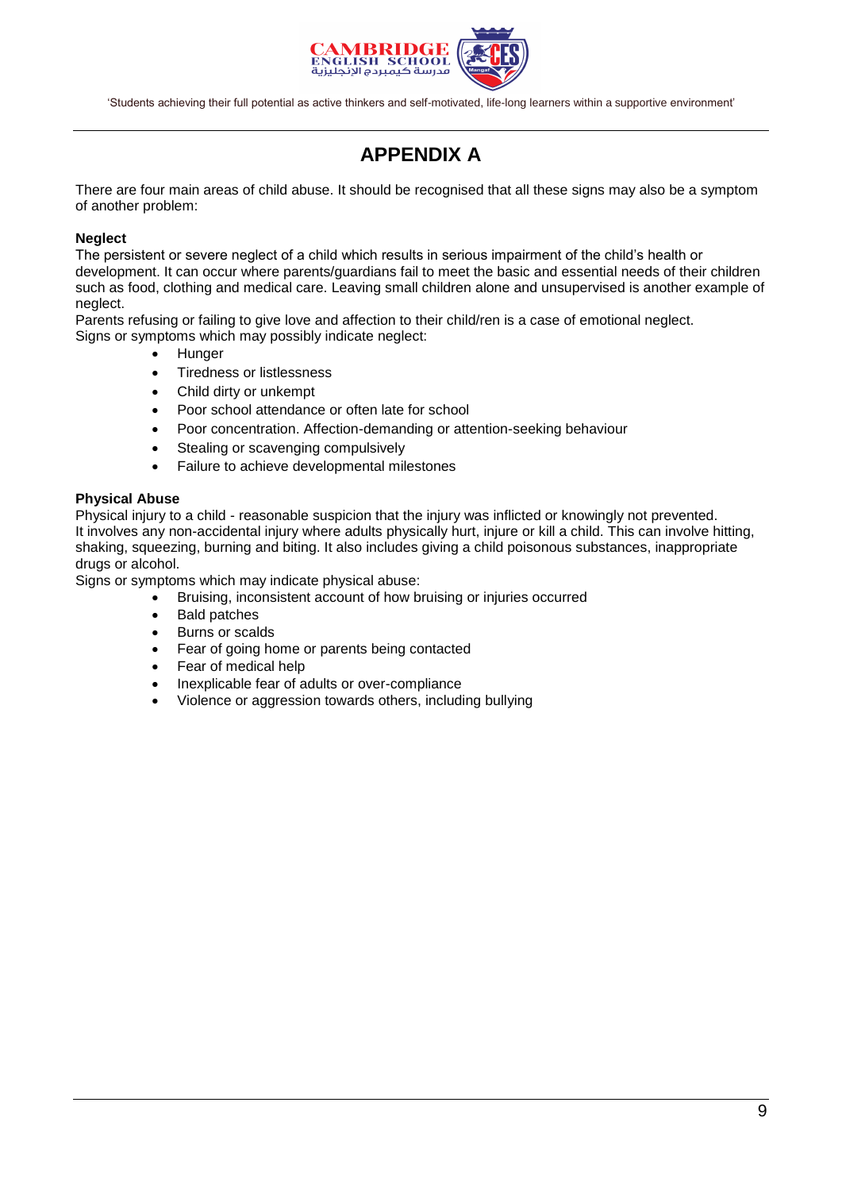# APPENDIX A

There are four main areas of child abuse. It should be recognised that all these signs may also be a symptom of another problem:

**Neglect**

The persistent or severe neglect of a child which results in serious impairment of the child's health or development. It can occur where parents/guardians fail to meet the basic and essential needs of their children such as food, clothing and medical care. Leaving small children alone and unsupervised is another example of neglect.

Parents refusing or failing to give love and affection to their child/ren is a case of emotional neglect.

Signs or symptoms which may possibly indicate neglect:

- Hunger
- Tiredness or listlessness
- Child dirty or unkempt
- Poor school attendance or often late for school
- Poor concentration. Affection-demanding or attention-seeking behaviour
- Stealing or scavenging compulsively
- Failure to achieve developmental milestones

**Physical Abuse**

Physical injury to a child - reasonable suspicion that the injury was inflicted or knowingly not prevented.

It involves any non-accidental injury where adults physically hurt, injure or kill a child. This can involve hitting, shaking, squeezing, burning and biting. It also includes giving a child poisonous substances, inappropriate drugs or alcohol.

Signs or symptoms which may indicate physical abuse:

- Bruising, inconsistent account of how bruising or injuries occurred
- Bald patches
- Burns or scalds
- Fear of going home or parents being contacted
- Fear of medical help
- Inexplicable fear of adults or over-compliance
- Violence or aggression towards others, including bullying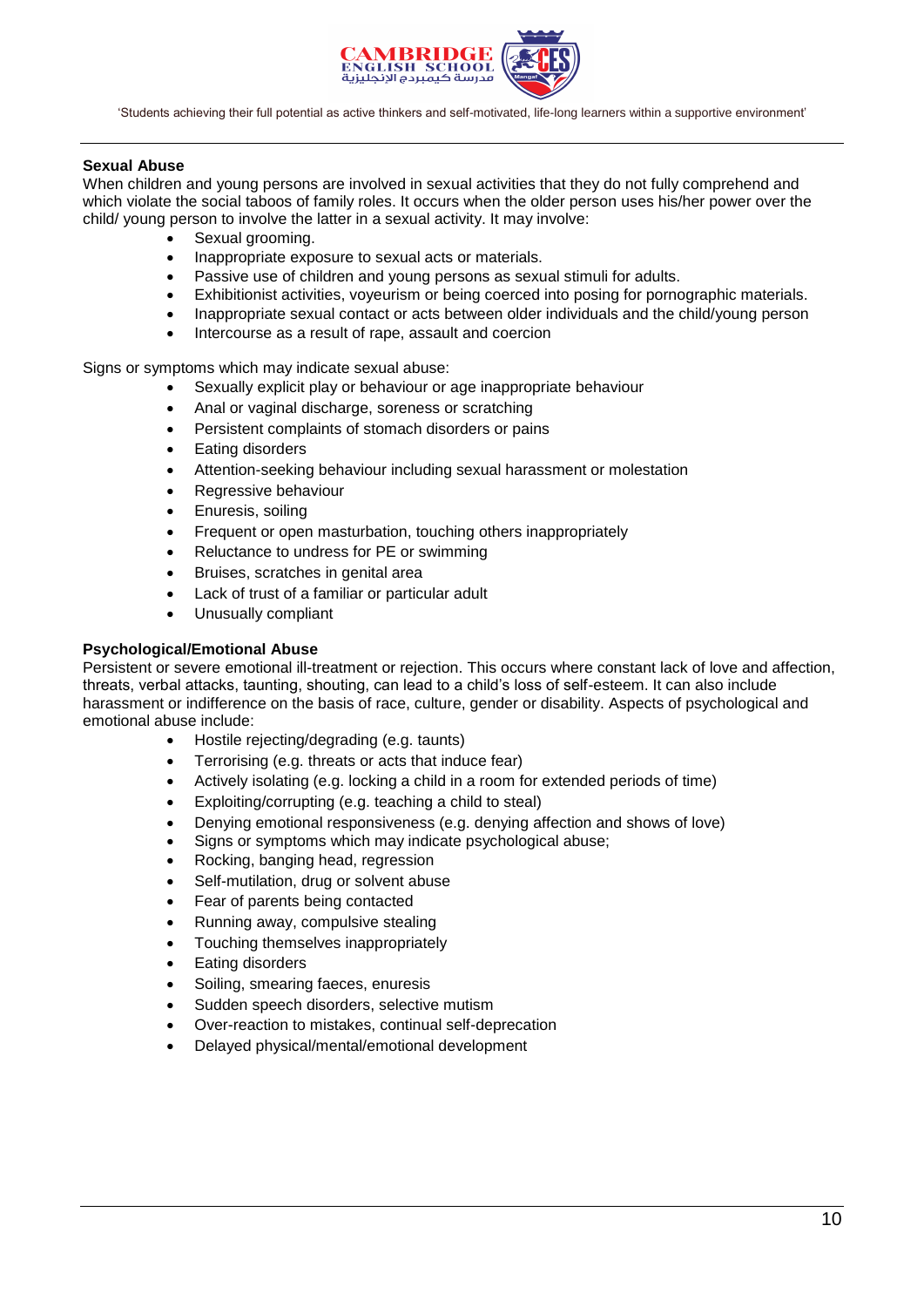**Sexual Abuse**

When children and young persons are involved in sexual activities that they do not fully comprehend and which violate the social taboos of family roles. It occurs when the older person uses his/her power over the child/ young person to involve the latter in a sexual activity. It may involve:

- Sexual grooming.
- Inappropriate exposure to sexual acts or materials.
- Passive use of children and young persons as sexual stimuli for adults.
- Exhibitionist activities, voyeurism or being coerced into posing for pornographic materials.
- Inappropriate sexual contact or acts between older individuals and the child/young person
- Intercourse as a result of rape, assault and coercion

Signs or symptoms which may indicate sexual abuse:

- Sexually explicit play or behaviour or age inappropriate behaviour
- Anal or vaginal discharge, soreness or scratching
- Persistent complaints of stomach disorders or pains
- Eating disorders
- Attention-seeking behaviour including sexual harassment or molestation
- Regressive behaviour
- Enuresis, soiling
- Frequent or open masturbation, touching others inappropriately
- Reluctance to undress for PE or swimming
- Bruises, scratches in genital area
- Lack of trust of a familiar or particular adult
- Unusually compliant

**Psychological/Emotional Abuse**

Persistent or severe emotional ill-treatment or rejection. This occurs where constant lack of love and affection, threats, verbal attacks, taunting, shouting, can lead to a child's loss of self-esteem. It can also include harassment or indifference on the basis of race, culture, gender or disability. Aspects of psychological and emotional abuse include:

- Hostile rejecting/degrading (e.g. taunts)
- Terrorising (e.g. threats or acts that induce fear)
- Actively isolating (e.g. locking a child in a room for extended periods of time)
- Exploiting/corrupting (e.g. teaching a child to steal)
- Denying emotional responsiveness (e.g. denying affection and shows of love)
- Signs or symptoms which may indicate psychological abuse;
- Rocking, banging head, regression
- Self-mutilation, drug or solvent abuse
- Fear of parents being contacted
- Running away, compulsive stealing
- Touching themselves inappropriately
- Eating disorders
- Soiling, smearing faeces, enuresis
- Sudden speech disorders, selective mutism
- Over-reaction to mistakes, continual self-deprecation
- Delayed physical/mental/emotional development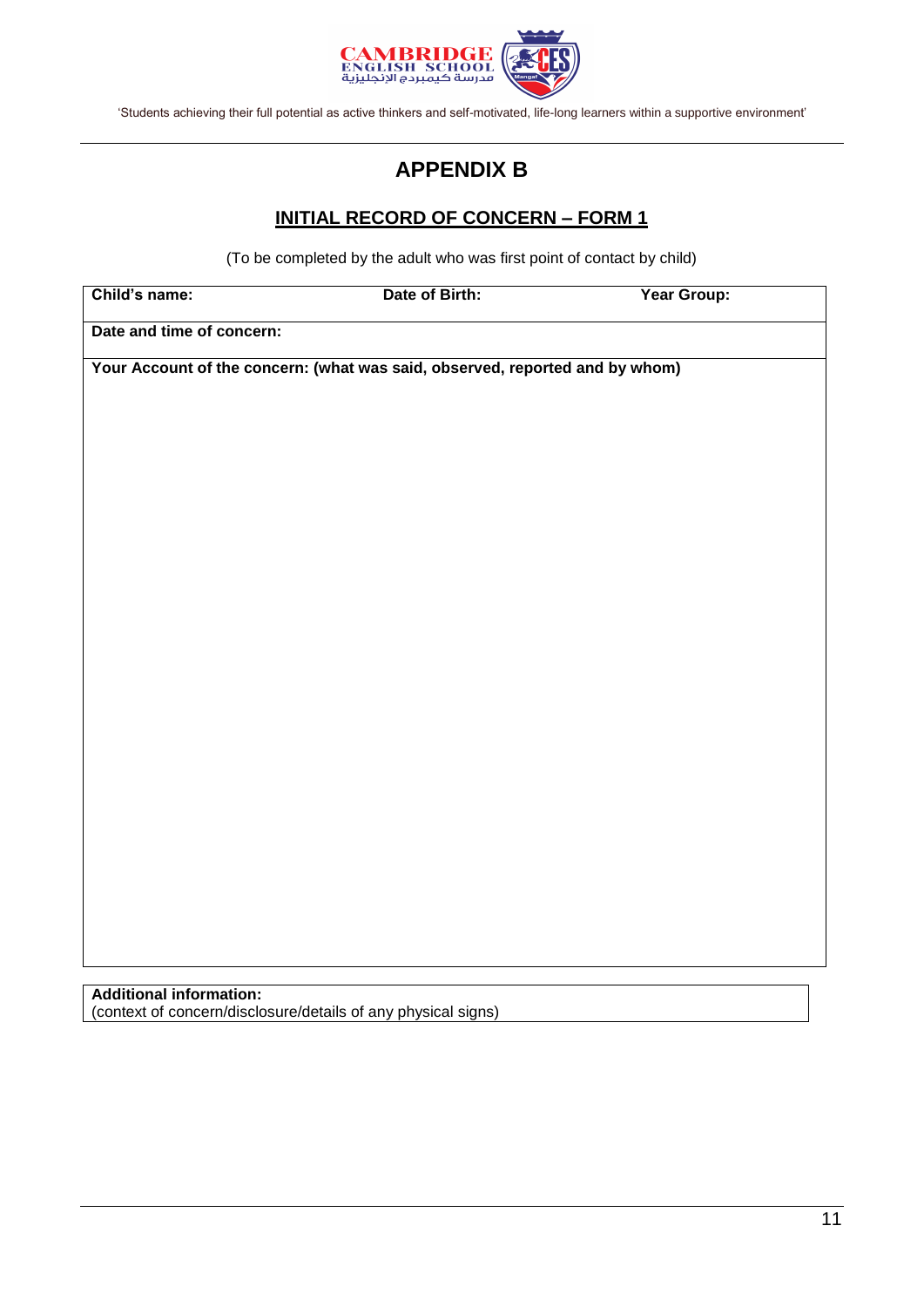## APPENDIX B

### INITIAL RECORD OF CONCERN – FORM 1

(To be completed by the adult who was first point of contact by child)

| **Child's name:** | **Date of Birth:** | **Year Group:** |
|---|---|---|
| **Date and time of concern:** | | |
| **Your Account of the concern: (what was said, observed, reported and by whom)** | | |

| **Additional information:** (context of concern/disclosure/details of any physical signs) |
|---|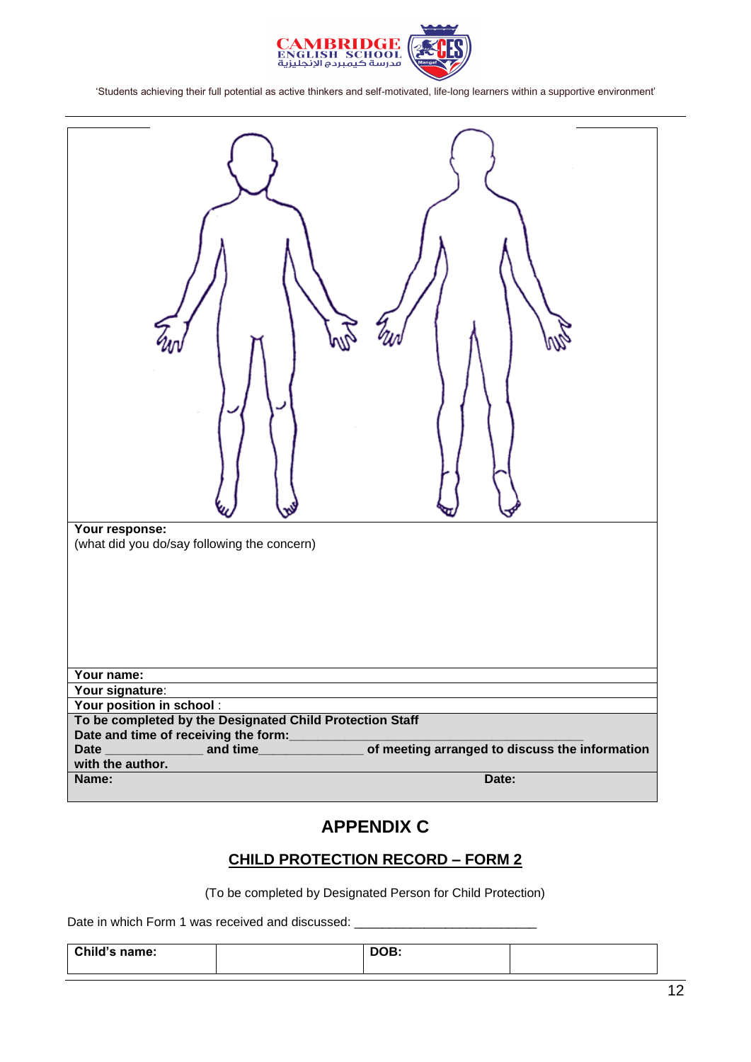'Students achieving their full potential as active thinkers and self-motivated, life-long learners within a supportive environment'

**Your response:**
(what did you do/say following the concern)

**Your name:**

**Your signature**:

**Your position in school** :

**To be completed by the Designated Child Protection Staff**
**Date and time of receiving the form:**_________________________________________
**Date** ______________ **and time**_______________ **of meeting arranged to discuss the information with the author.**

**Name:** **Date:**

## APPENDIX C

### CHILD PROTECTION RECORD – FORM 2

(To be completed by Designated Person for Child Protection)

Date in which Form 1 was received and discussed: __________________________

| **Child's name:** | | **DOB:** | |
|---|---|---|---|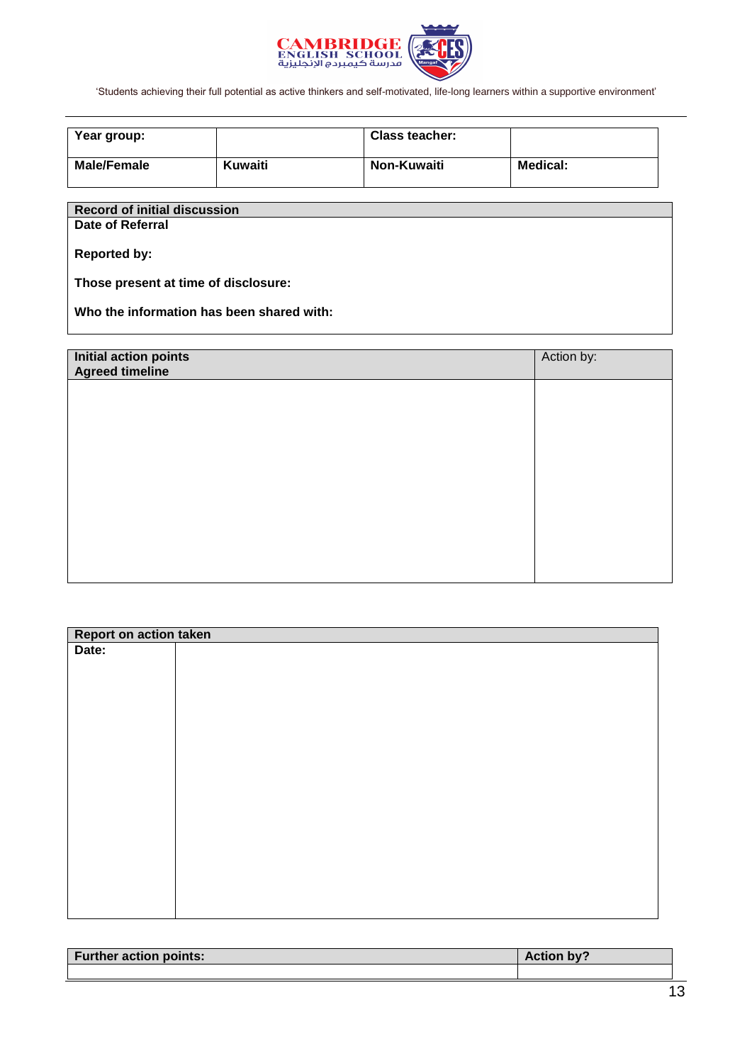'Students achieving their full potential as active thinkers and self-motivated, life-long learners within a supportive environment'

| **Year group:** | | **Class teacher:** | |
|---|---|---|---|
| **Male/Female** | **Kuwaiti** | **Non-Kuwaiti** | **Medical:** |

| **Record of initial discussion** |
|---|
| **Date of Referral**<br><br>**Reported by:**<br><br>**Those present at time of disclosure:**<br><br>**Who the information has been shared with:** |

| **Initial action points**<br>**Agreed timeline** | Action by: |
|---|---|
| | |

| **Report on action taken** | |
|---|---|
| **Date:** | |

| **Further action points:** | **Action by?** |
|---|---|
| | |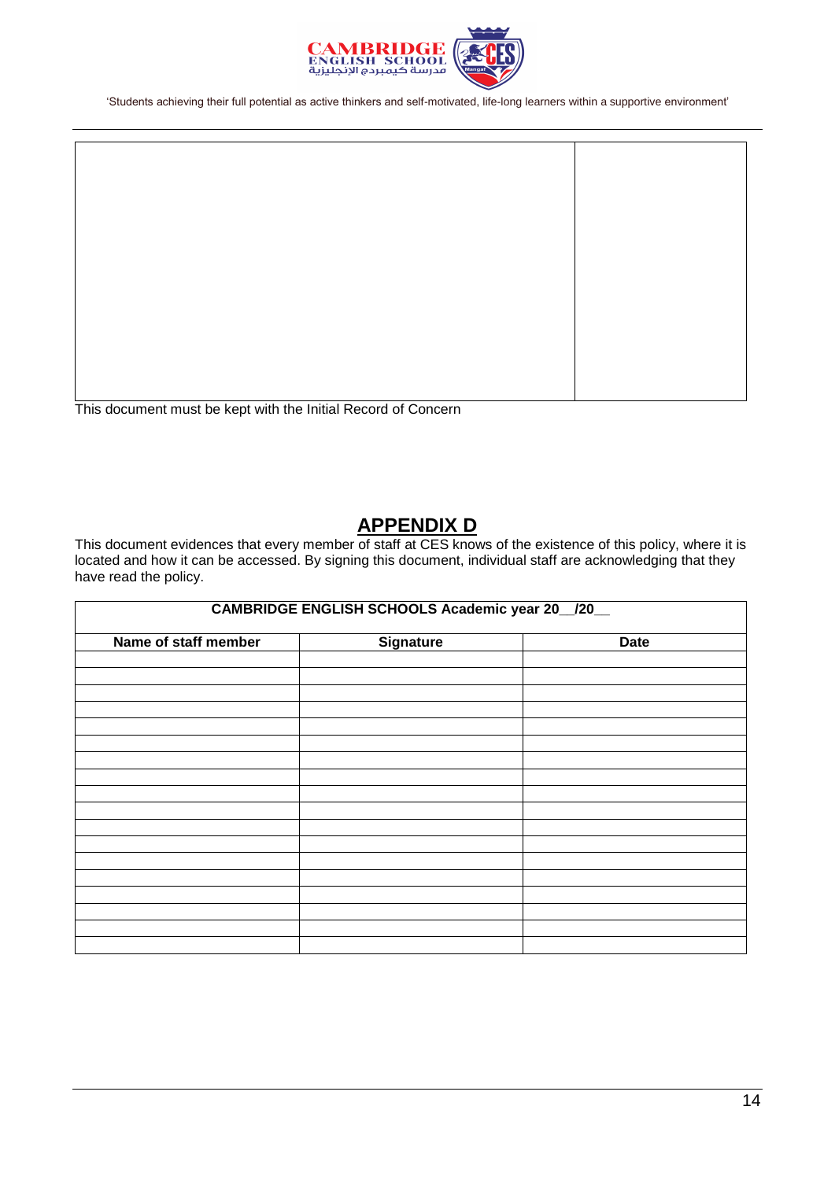| | |
|---|---|
| | |

This document must be kept with the Initial Record of Concern

## APPENDIX D

This document evidences that every member of staff at CES knows of the existence of this policy, where it is located and how it can be accessed. By signing this document, individual staff are acknowledging that they have read the policy.

| CAMBRIDGE ENGLISH SCHOOLS Academic year 20__/20__ | | |
|---|---|---|
| **Name of staff member** | **Signature** | **Date** |
| | | |
| | | |
| | | |
| | | |
| | | |
| | | |
| | | |
| | | |
| | | |
| | | |
| | | |
| | | |
| | | |
| | | |
| | | |
| | | |
| | | |
| | | |